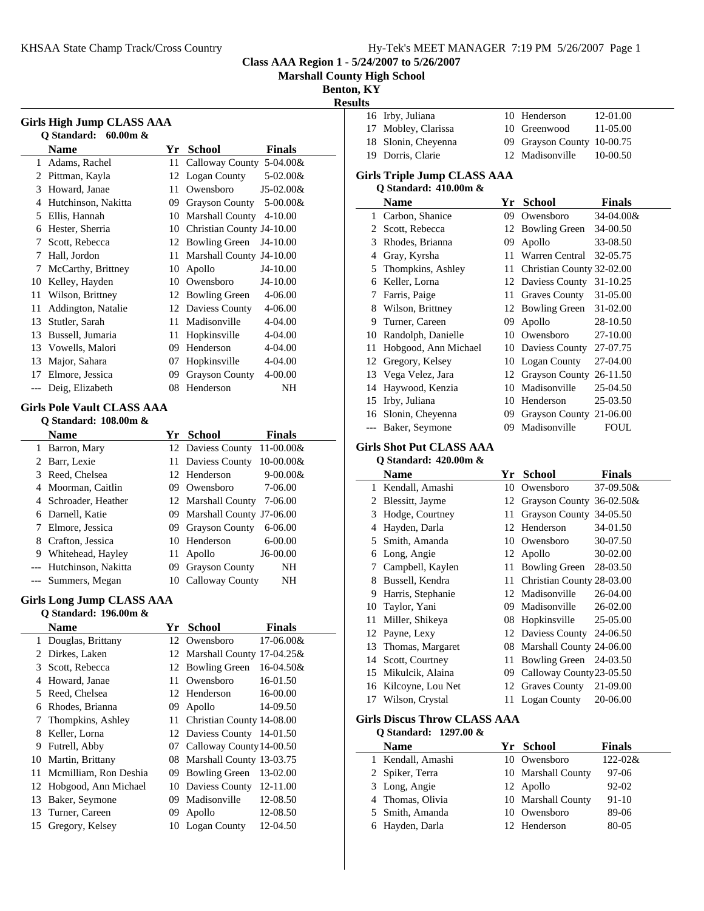KHSAA State Champ Track/Cross Country

**Class AAA Region 1 - 5/24/2007 to 5/26/2007**

**Marshall County High School**

**Benton, KY**

**Results**

## Girls High Jump CLASS AAA

**Q Standard: 60.00m &**

| | Name | Yr | School | Finals |
|---|---|---|---|---|
| 1 | Adams, Rachel | 11 | Calloway County | 5-04.00& |
| 2 | Pittman, Kayla | 12 | Logan County | 5-02.00& |
| 3 | Howard, Janae | 11 | Owensboro | J5-02.00& |
| 4 | Hutchinson, Nakitta | 09 | Grayson County | 5-00.00& |
| 5 | Ellis, Hannah | 10 | Marshall County | 4-10.00 |
| 6 | Hester, Sherria | 10 | Christian County | J4-10.00 |
| 7 | Scott, Rebecca | 12 | Bowling Green | J4-10.00 |
| 7 | Hall, Jordon | 11 | Marshall County | J4-10.00 |
| 7 | McCarthy, Brittney | 10 | Apollo | J4-10.00 |
| 10 | Kelley, Hayden | 10 | Owensboro | J4-10.00 |
| 11 | Wilson, Brittney | 12 | Bowling Green | 4-06.00 |
| 11 | Addington, Natalie | 12 | Daviess County | 4-06.00 |
| 13 | Stutler, Sarah | 11 | Madisonville | 4-04.00 |
| 13 | Bussell, Jumaria | 11 | Hopkinsville | 4-04.00 |
| 13 | Vowells, Malori | 09 | Henderson | 4-04.00 |
| 13 | Major, Sahara | 07 | Hopkinsville | 4-04.00 |
| 17 | Elmore, Jessica | 09 | Grayson County | 4-00.00 |
| --- | Deig, Elizabeth | 08 | Henderson | NH |

## Girls Pole Vault CLASS AAA

**Q Standard: 108.00m &**

| | Name | Yr | School | Finals |
|---|---|---|---|---|
| 1 | Barron, Mary | 12 | Daviess County | 11-00.00& |
| 2 | Barr, Lexie | 11 | Daviess County | 10-00.00& |
| 3 | Reed, Chelsea | 12 | Henderson | 9-00.00& |
| 4 | Moorman, Caitlin | 09 | Owensboro | 7-06.00 |
| 4 | Schroader, Heather | 12 | Marshall County | 7-06.00 |
| 6 | Darnell, Katie | 09 | Marshall County | J7-06.00 |
| 7 | Elmore, Jessica | 09 | Grayson County | 6-06.00 |
| 8 | Crafton, Jessica | 10 | Henderson | 6-00.00 |
| 9 | Whitehead, Hayley | 11 | Apollo | J6-00.00 |
| --- | Hutchinson, Nakitta | 09 | Grayson County | NH |
| --- | Summers, Megan | 10 | Calloway County | NH |

## Girls Long Jump CLASS AAA

**Q Standard: 196.00m &**

| | Name | Yr | School | Finals |
|---|---|---|---|---|
| 1 | Douglas, Brittany | 12 | Owensboro | 17-06.00& |
| 2 | Dirkes, Laken | 12 | Marshall County | 17-04.25& |
| 3 | Scott, Rebecca | 12 | Bowling Green | 16-04.50& |
| 4 | Howard, Janae | 11 | Owensboro | 16-01.50 |
| 5 | Reed, Chelsea | 12 | Henderson | 16-00.00 |
| 6 | Rhodes, Brianna | 09 | Apollo | 14-09.50 |
| 7 | Thompkins, Ashley | 11 | Christian County | 14-08.00 |
| 8 | Keller, Lorna | 12 | Daviess County | 14-01.50 |
| 9 | Futrell, Abby | 07 | Calloway County | 14-00.50 |
| 10 | Martin, Brittany | 08 | Marshall County | 13-03.75 |
| 11 | Mcmilliam, Ron Deshia | 09 | Bowling Green | 13-02.00 |
| 12 | Hobgood, Ann Michael | 10 | Daviess County | 12-11.00 |
| 13 | Baker, Seymone | 09 | Madisonville | 12-08.50 |
| 13 | Turner, Careen | 09 | Apollo | 12-08.50 |
| 15 | Gregory, Kelsey | 10 | Logan County | 12-04.50 |
| 16 | Irby, Juliana | 10 | Henderson | 12-01.00 |
| 17 | Mobley, Clarissa | 10 | Greenwood | 11-05.00 |
| 18 | Slonin, Cheyenna | 09 | Grayson County | 10-00.75 |
| 19 | Dorris, Clarie | 12 | Madisonville | 10-00.50 |

## Girls Triple Jump CLASS AAA

**Q Standard: 410.00m &**

| | Name | Yr | School | Finals |
|---|---|---|---|---|
| 1 | Carbon, Shanice | 09 | Owensboro | 34-04.00& |
| 2 | Scott, Rebecca | 12 | Bowling Green | 34-00.50 |
| 3 | Rhodes, Brianna | 09 | Apollo | 33-08.50 |
| 4 | Gray, Kyrsha | 11 | Warren Central | 32-05.75 |
| 5 | Thompkins, Ashley | 11 | Christian County | 32-02.00 |
| 6 | Keller, Lorna | 12 | Daviess County | 31-10.25 |
| 7 | Farris, Paige | 11 | Graves County | 31-05.00 |
| 8 | Wilson, Brittney | 12 | Bowling Green | 31-02.00 |
| 9 | Turner, Careen | 09 | Apollo | 28-10.50 |
| 10 | Randolph, Danielle | 10 | Owensboro | 27-10.00 |
| 11 | Hobgood, Ann Michael | 10 | Daviess County | 27-07.75 |
| 12 | Gregory, Kelsey | 10 | Logan County | 27-04.00 |
| 13 | Vega Velez, Jara | 12 | Grayson County | 26-11.50 |
| 14 | Haywood, Kenzia | 10 | Madisonville | 25-04.50 |
| 15 | Irby, Juliana | 10 | Henderson | 25-03.50 |
| 16 | Slonin, Cheyenna | 09 | Grayson County | 21-06.00 |
| --- | Baker, Seymone | 09 | Madisonville | FOUL |

## Girls Shot Put CLASS AAA

**Q Standard: 420.00m &**

| | Name | Yr | School | Finals |
|---|---|---|---|---|
| 1 | Kendall, Amashi | 10 | Owensboro | 37-09.50& |
| 2 | Blessitt, Jayme | 12 | Grayson County | 36-02.50& |
| 3 | Hodge, Courtney | 11 | Grayson County | 34-05.50 |
| 4 | Hayden, Darla | 12 | Henderson | 34-01.50 |
| 5 | Smith, Amanda | 10 | Owensboro | 30-07.50 |
| 6 | Long, Angie | 12 | Apollo | 30-02.00 |
| 7 | Campbell, Kaylen | 11 | Bowling Green | 28-03.50 |
| 8 | Bussell, Kendra | 11 | Christian County | 28-03.00 |
| 9 | Harris, Stephanie | 12 | Madisonville | 26-04.00 |
| 10 | Taylor, Yani | 09 | Madisonville | 26-02.00 |
| 11 | Miller, Shikeya | 08 | Hopkinsville | 25-05.00 |
| 12 | Payne, Lexy | 12 | Daviess County | 24-06.50 |
| 13 | Thomas, Margaret | 08 | Marshall County | 24-06.00 |
| 14 | Scott, Courtney | 11 | Bowling Green | 24-03.50 |
| 15 | Mikulcik, Alaina | 09 | Calloway County | 23-05.50 |
| 16 | Kilcoyne, Lou Net | 12 | Graves County | 21-09.00 |
| 17 | Wilson, Crystal | 11 | Logan County | 20-06.00 |

## Girls Discus Throw CLASS AAA

**Q Standard: 1297.00 &**

| | Name | Yr | School | Finals |
|---|---|---|---|---|
| 1 | Kendall, Amashi | 10 | Owensboro | 122-02& |
| 2 | Spiker, Terra | 10 | Marshall County | 97-06 |
| 3 | Long, Angie | 12 | Apollo | 92-02 |
| 4 | Thomas, Olivia | 10 | Marshall County | 91-10 |
| 5 | Smith, Amanda | 10 | Owensboro | 89-06 |
| 6 | Hayden, Darla | 12 | Henderson | 80-05 |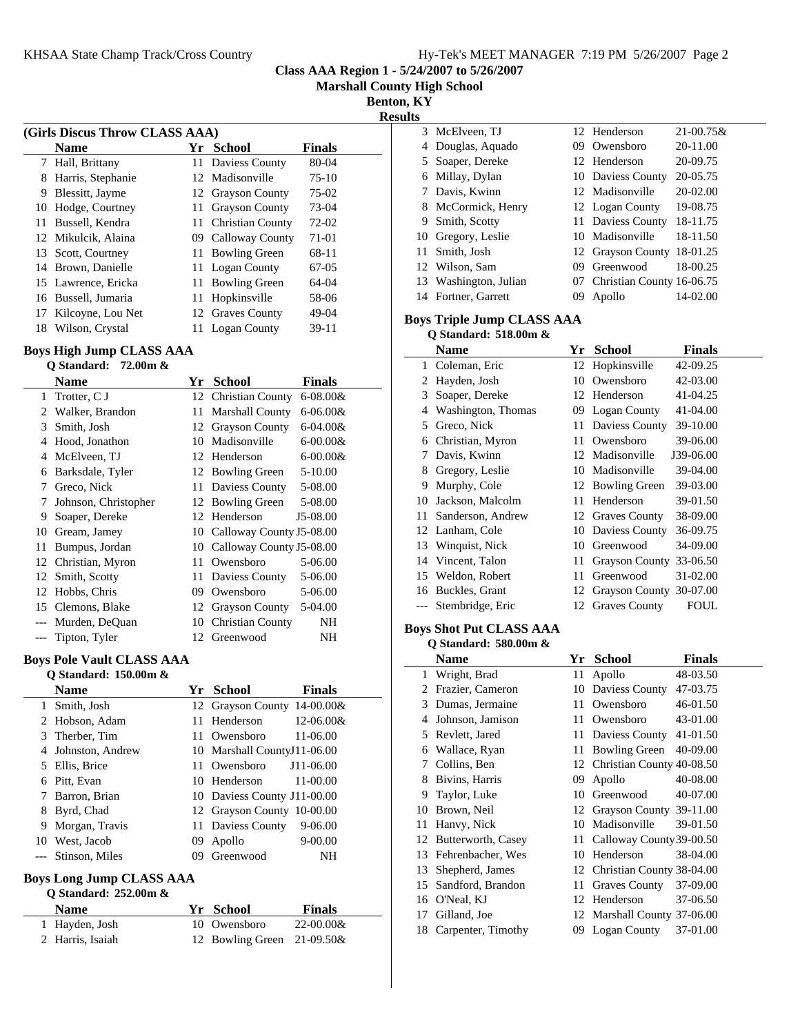Class AAA Region 1 - 5/24/2007 to 5/26/2007

Marshall County High School

Benton, KY

Results

### (Girls Discus Throw CLASS AAA)

| | Name | Yr | School | Finals |
|---|---|---|---|---|
| 7 | Hall, Brittany | 11 | Daviess County | 80-04 |
| 8 | Harris, Stephanie | 12 | Madisonville | 75-10 |
| 9 | Blessitt, Jayme | 12 | Grayson County | 75-02 |
| 10 | Hodge, Courtney | 11 | Grayson County | 73-04 |
| 11 | Bussell, Kendra | 11 | Christian County | 72-02 |
| 12 | Mikulcik, Alaina | 09 | Calloway County | 71-01 |
| 13 | Scott, Courtney | 11 | Bowling Green | 68-11 |
| 14 | Brown, Danielle | 11 | Logan County | 67-05 |
| 15 | Lawrence, Ericka | 11 | Bowling Green | 64-04 |
| 16 | Bussell, Jumaria | 11 | Hopkinsville | 58-06 |
| 17 | Kilcoyne, Lou Net | 12 | Graves County | 49-04 |
| 18 | Wilson, Crystal | 11 | Logan County | 39-11 |

### Boys High Jump CLASS AAA

**Q Standard: 72.00m &**

| | Name | Yr | School | Finals |
|---|---|---|---|---|
| 1 | Trotter, C J | 12 | Christian County | 6-08.00& |
| 2 | Walker, Brandon | 11 | Marshall County | 6-06.00& |
| 3 | Smith, Josh | 12 | Grayson County | 6-04.00& |
| 4 | Hood, Jonathon | 10 | Madisonville | 6-00.00& |
| 4 | McElveen, TJ | 12 | Henderson | 6-00.00& |
| 6 | Barksdale, Tyler | 12 | Bowling Green | 5-10.00 |
| 7 | Greco, Nick | 11 | Daviess County | 5-08.00 |
| 7 | Johnson, Christopher | 12 | Bowling Green | 5-08.00 |
| 9 | Soaper, Dereke | 12 | Henderson | J5-08.00 |
| 10 | Gream, Jamey | 10 | Calloway County | J5-08.00 |
| 11 | Bumpus, Jordan | 10 | Calloway County | J5-08.00 |
| 12 | Christian, Myron | 11 | Owensboro | 5-06.00 |
| 12 | Smith, Scotty | 11 | Daviess County | 5-06.00 |
| 12 | Hobbs, Chris | 09 | Owensboro | 5-06.00 |
| 15 | Clemons, Blake | 12 | Grayson County | 5-04.00 |
| --- | Murden, DeQuan | 10 | Christian County | NH |
| --- | Tipton, Tyler | 12 | Greenwood | NH |

### Boys Pole Vault CLASS AAA

**Q Standard: 150.00m &**

| | Name | Yr | School | Finals |
|---|---|---|---|---|
| 1 | Smith, Josh | 12 | Grayson County | 14-00.00& |
| 2 | Hobson, Adam | 11 | Henderson | 12-06.00& |
| 3 | Therber, Tim | 11 | Owensboro | 11-06.00 |
| 4 | Johnston, Andrew | 10 | Marshall County | J11-06.00 |
| 5 | Ellis, Brice | 11 | Owensboro | J11-06.00 |
| 6 | Pitt, Evan | 10 | Henderson | 11-00.00 |
| 7 | Barron, Brian | 10 | Daviess County | J11-00.00 |
| 8 | Byrd, Chad | 12 | Grayson County | 10-00.00 |
| 9 | Morgan, Travis | 11 | Daviess County | 9-06.00 |
| 10 | West, Jacob | 09 | Apollo | 9-00.00 |
| --- | Stinson, Miles | 09 | Greenwood | NH |

### Boys Long Jump CLASS AAA

**Q Standard: 252.00m &**

| | Name | Yr | School | Finals |
|---|---|---|---|---|
| 1 | Hayden, Josh | 10 | Owensboro | 22-00.00& |
| 2 | Harris, Isaiah | 12 | Bowling Green | 21-09.50& |
| 3 | McElveen, TJ | 12 | Henderson | 21-00.75& |
| 4 | Douglas, Aquado | 09 | Owensboro | 20-11.00 |
| 5 | Soaper, Dereke | 12 | Henderson | 20-09.75 |
| 6 | Millay, Dylan | 10 | Daviess County | 20-05.75 |
| 7 | Davis, Kwinn | 12 | Madisonville | 20-02.00 |
| 8 | McCormick, Henry | 12 | Logan County | 19-08.75 |
| 9 | Smith, Scotty | 11 | Daviess County | 18-11.75 |
| 10 | Gregory, Leslie | 10 | Madisonville | 18-11.50 |
| 11 | Smith, Josh | 12 | Grayson County | 18-01.25 |
| 12 | Wilson, Sam | 09 | Greenwood | 18-00.25 |
| 13 | Washington, Julian | 07 | Christian County | 16-06.75 |
| 14 | Fortner, Garrett | 09 | Apollo | 14-02.00 |

### Boys Triple Jump CLASS AAA

**Q Standard: 518.00m &**

| | Name | Yr | School | Finals |
|---|---|---|---|---|
| 1 | Coleman, Eric | 12 | Hopkinsville | 42-09.25 |
| 2 | Hayden, Josh | 10 | Owensboro | 42-03.00 |
| 3 | Soaper, Dereke | 12 | Henderson | 41-04.25 |
| 4 | Washington, Thomas | 09 | Logan County | 41-04.00 |
| 5 | Greco, Nick | 11 | Daviess County | 39-10.00 |
| 6 | Christian, Myron | 11 | Owensboro | 39-06.00 |
| 7 | Davis, Kwinn | 12 | Madisonville | J39-06.00 |
| 8 | Gregory, Leslie | 10 | Madisonville | 39-04.00 |
| 9 | Murphy, Cole | 12 | Bowling Green | 39-03.00 |
| 10 | Jackson, Malcolm | 11 | Henderson | 39-01.50 |
| 11 | Sanderson, Andrew | 12 | Graves County | 38-09.00 |
| 12 | Lanham, Cole | 10 | Daviess County | 36-09.75 |
| 13 | Winquist, Nick | 10 | Greenwood | 34-09.00 |
| 14 | Vincent, Talon | 11 | Grayson County | 33-06.50 |
| 15 | Weldon, Robert | 11 | Greenwood | 31-02.00 |
| 16 | Buckles, Grant | 12 | Grayson County | 30-07.00 |
| --- | Stembridge, Eric | 12 | Graves County | FOUL |

### Boys Shot Put CLASS AAA

**Q Standard: 580.00m &**

| | Name | Yr | School | Finals |
|---|---|---|---|---|
| 1 | Wright, Brad | 11 | Apollo | 48-03.50 |
| 2 | Frazier, Cameron | 10 | Daviess County | 47-03.75 |
| 3 | Dumas, Jermaine | 11 | Owensboro | 46-01.50 |
| 4 | Johnson, Jamison | 11 | Owensboro | 43-01.00 |
| 5 | Revlett, Jared | 11 | Daviess County | 41-01.50 |
| 6 | Wallace, Ryan | 11 | Bowling Green | 40-09.00 |
| 7 | Collins, Ben | 12 | Christian County | 40-08.50 |
| 8 | Bivins, Harris | 09 | Apollo | 40-08.00 |
| 9 | Taylor, Luke | 10 | Greenwood | 40-07.00 |
| 10 | Brown, Neil | 12 | Grayson County | 39-11.00 |
| 11 | Hanvy, Nick | 10 | Madisonville | 39-01.50 |
| 12 | Butterworth, Casey | 11 | Calloway County | 39-00.50 |
| 13 | Fehrenbacher, Wes | 10 | Henderson | 38-04.00 |
| 13 | Shepherd, James | 12 | Christian County | 38-04.00 |
| 15 | Sandford, Brandon | 11 | Graves County | 37-09.00 |
| 16 | O'Neal, KJ | 12 | Henderson | 37-06.50 |
| 17 | Gilland, Joe | 12 | Marshall County | 37-06.00 |
| 18 | Carpenter, Timothy | 09 | Logan County | 37-01.00 |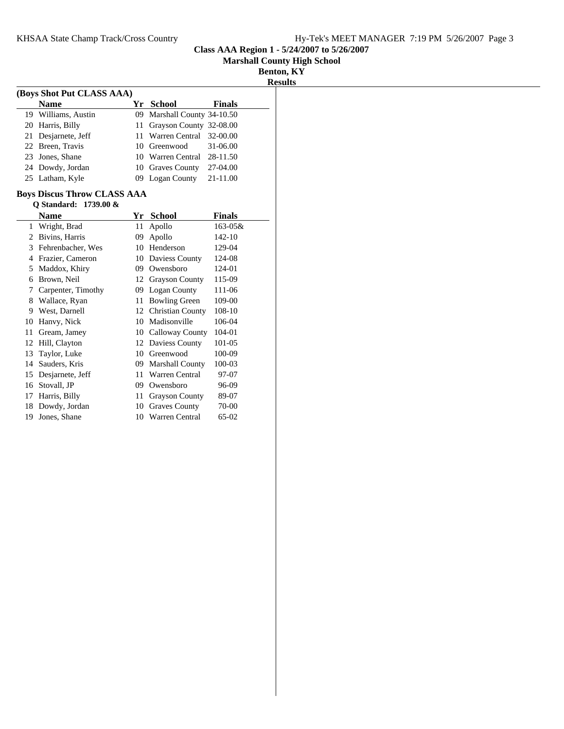**Class AAA Region 1 - 5/24/2007 to 5/26/2007**

**Marshall County High School**

**Benton, KY**

**Results**

### (Boys Shot Put CLASS AAA)

| | Name | Yr | School | Finals |
|---|---|---|---|---|
| 19 | Williams, Austin | 09 | Marshall County | 34-10.50 |
| 20 | Harris, Billy | 11 | Grayson County | 32-08.00 |
| 21 | Desjarnete, Jeff | 11 | Warren Central | 32-00.00 |
| 22 | Breen, Travis | 10 | Greenwood | 31-06.00 |
| 23 | Jones, Shane | 10 | Warren Central | 28-11.50 |
| 24 | Dowdy, Jordan | 10 | Graves County | 27-04.00 |
| 25 | Latham, Kyle | 09 | Logan County | 21-11.00 |

### Boys Discus Throw CLASS AAA

**Q Standard: 1739.00 &**

| | Name | Yr | School | Finals |
|---|---|---|---|---|
| 1 | Wright, Brad | 11 | Apollo | 163-05& |
| 2 | Bivins, Harris | 09 | Apollo | 142-10 |
| 3 | Fehrenbacher, Wes | 10 | Henderson | 129-04 |
| 4 | Frazier, Cameron | 10 | Daviess County | 124-08 |
| 5 | Maddox, Khiry | 09 | Owensboro | 124-01 |
| 6 | Brown, Neil | 12 | Grayson County | 115-09 |
| 7 | Carpenter, Timothy | 09 | Logan County | 111-06 |
| 8 | Wallace, Ryan | 11 | Bowling Green | 109-00 |
| 9 | West, Darnell | 12 | Christian County | 108-10 |
| 10 | Hanvy, Nick | 10 | Madisonville | 106-04 |
| 11 | Gream, Jamey | 10 | Calloway County | 104-01 |
| 12 | Hill, Clayton | 12 | Daviess County | 101-05 |
| 13 | Taylor, Luke | 10 | Greenwood | 100-09 |
| 14 | Sauders, Kris | 09 | Marshall County | 100-03 |
| 15 | Desjarnete, Jeff | 11 | Warren Central | 97-07 |
| 16 | Stovall, JP | 09 | Owensboro | 96-09 |
| 17 | Harris, Billy | 11 | Grayson County | 89-07 |
| 18 | Dowdy, Jordan | 10 | Graves County | 70-00 |
| 19 | Jones, Shane | 10 | Warren Central | 65-02 |